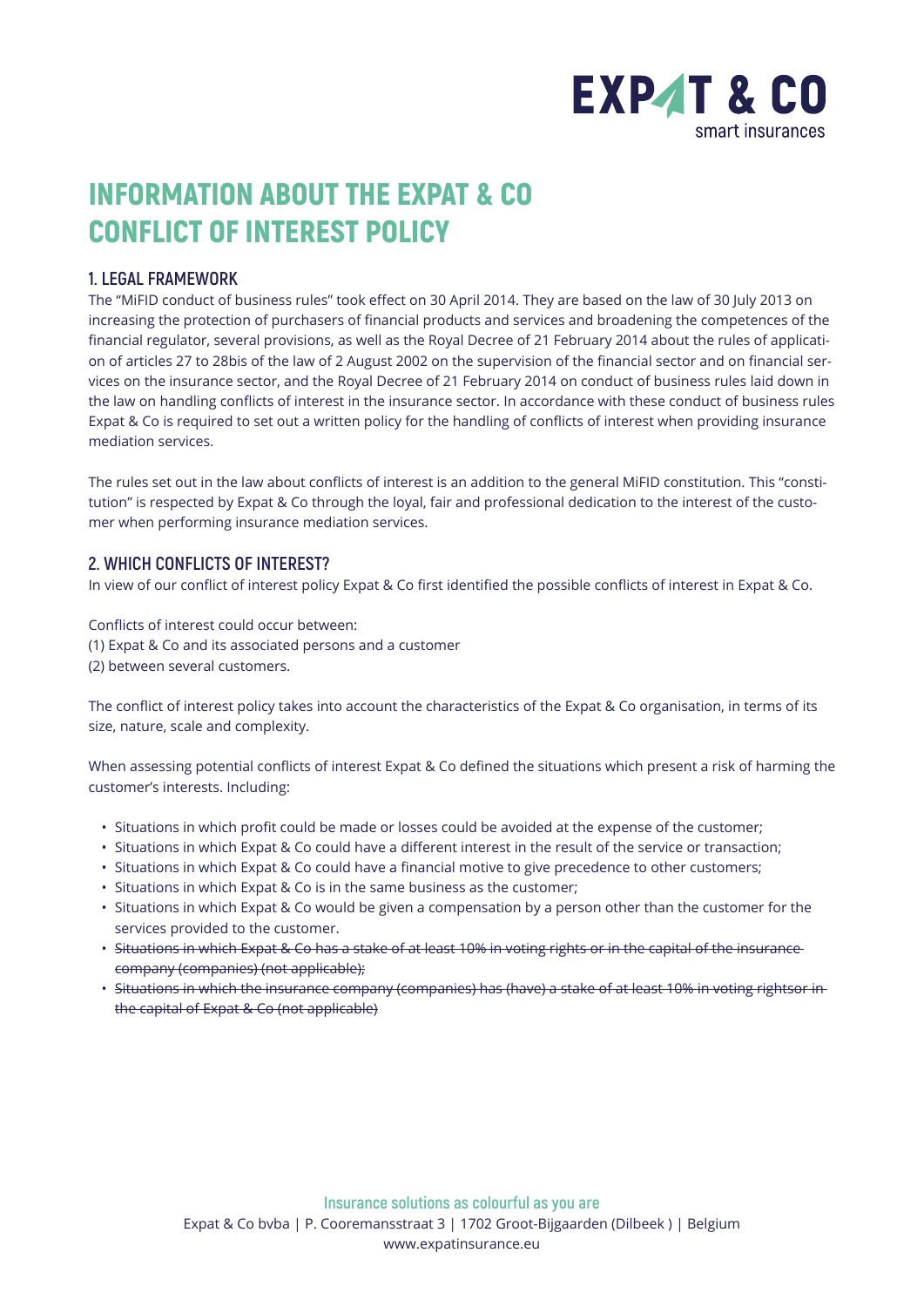# INFORMATION ABOUT THE EXPAT & CO CONFLICT OF INTEREST POLICY

## 1. LEGAL FRAMEWORK

The "MiFID conduct of business rules" took effect on 30 April 2014. They are based on the law of 30 July 2013 on increasing the protection of purchasers of financial products and services and broadening the competences of the financial regulator, several provisions, as well as the Royal Decree of 21 February 2014 about the rules of application of articles 27 to 28bis of the law of 2 August 2002 on the supervision of the financial sector and on financial services on the insurance sector, and the Royal Decree of 21 February 2014 on conduct of business rules laid down in the law on handling conflicts of interest in the insurance sector. In accordance with these conduct of business rules Expat & Co is required to set out a written policy for the handling of conflicts of interest when providing insurance mediation services.

The rules set out in the law about conflicts of interest is an addition to the general MiFID constitution. This "constitution" is respected by Expat & Co through the loyal, fair and professional dedication to the interest of the customer when performing insurance mediation services.

## 2. WHICH CONFLICTS OF INTEREST?

In view of our conflict of interest policy Expat & Co first identified the possible conflicts of interest in Expat & Co.

Conflicts of interest could occur between:
(1) Expat & Co and its associated persons and a customer
(2) between several customers.

The conflict of interest policy takes into account the characteristics of the Expat & Co organisation, in terms of its size, nature, scale and complexity.

When assessing potential conflicts of interest Expat & Co defined the situations which present a risk of harming the customer's interests. Including:

- Situations in which profit could be made or losses could be avoided at the expense of the customer;
- Situations in which Expat & Co could have a different interest in the result of the service or transaction;
- Situations in which Expat & Co could have a financial motive to give precedence to other customers;
- Situations in which Expat & Co is in the same business as the customer;
- Situations in which Expat & Co would be given a compensation by a person other than the customer for the services provided to the customer.
- ~~Situations in which Expat & Co has a stake of at least 10% in voting rights or in the capital of the insurance company (companies) (not applicable);~~
- ~~Situations in which the insurance company (companies) has (have) a stake of at least 10% in voting rightsor in the capital of Expat & Co (not applicable)~~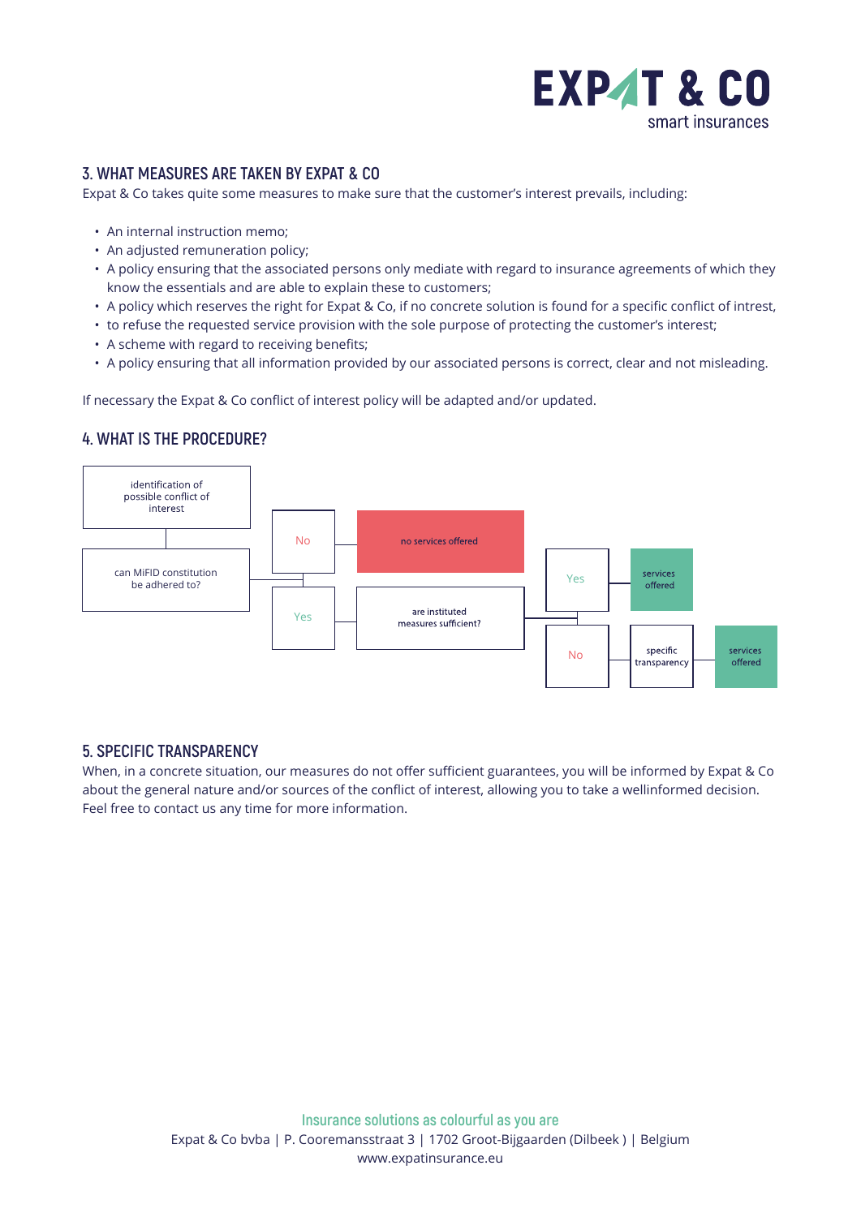## 3. WHAT MEASURES ARE TAKEN BY EXPAT & CO

Expat & Co takes quite some measures to make sure that the customer's interest prevails, including:

- An internal instruction memo;
- An adjusted remuneration policy;
- A policy ensuring that the associated persons only mediate with regard to insurance agreements of which they know the essentials and are able to explain these to customers;
- A policy which reserves the right for Expat & Co, if no concrete solution is found for a specific conflict of intrest,
- to refuse the requested service provision with the sole purpose of protecting the customer's interest;
- A scheme with regard to receiving benefits;
- A policy ensuring that all information provided by our associated persons is correct, clear and not misleading.

If necessary the Expat & Co conflict of interest policy will be adapted and/or updated.

## 4. WHAT IS THE PROCEDURE?

identification of possible conflict of interest

can MiFID constitution be adhered to?

No

no services offered

Yes

are instituted measures sufficient?

Yes

services offered

No

specific transparency

services offered

## 5. SPECIFIC TRANSPARENCY

When, in a concrete situation, our measures do not offer sufficient guarantees, you will be informed by Expat & Co about the general nature and/or sources of the conflict of interest, allowing you to take a wellinformed decision. Feel free to contact us any time for more information.